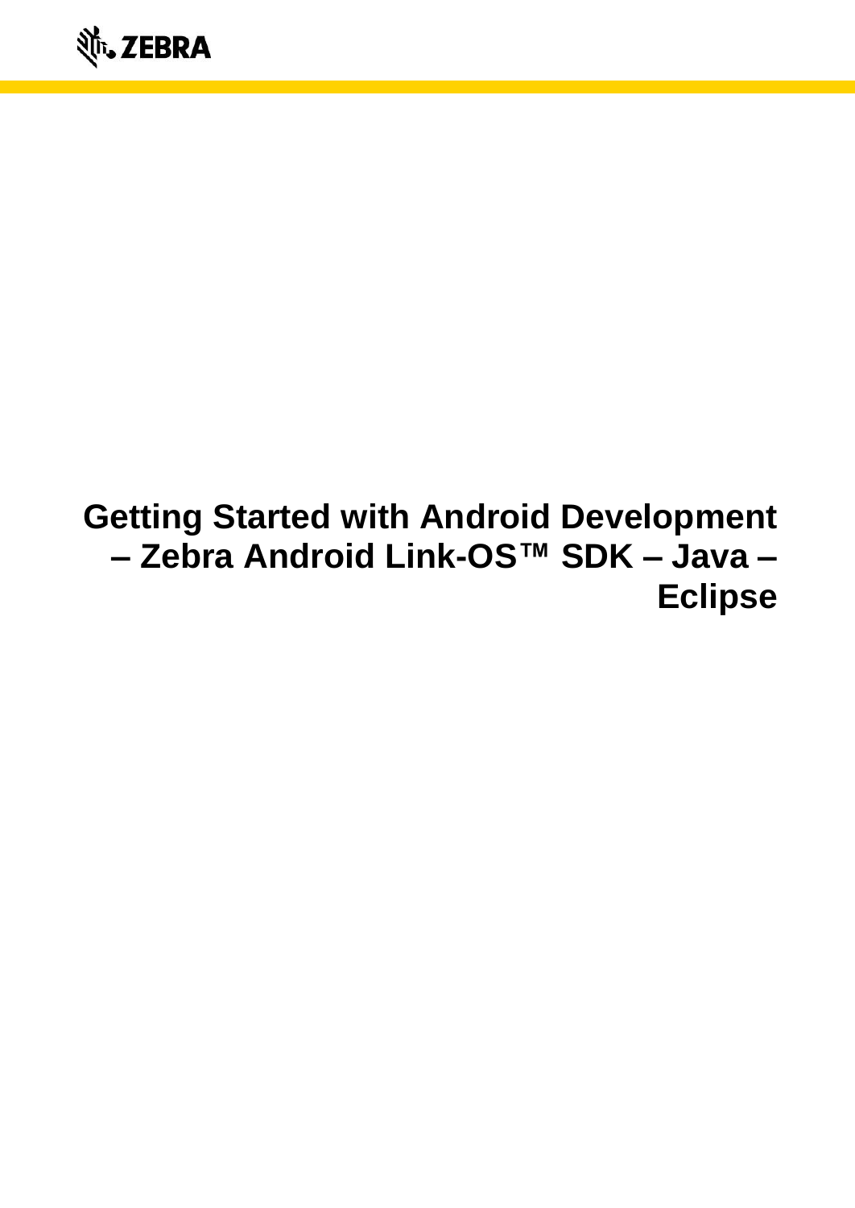# Getting Started with Android Development – Zebra Android Link-OS™ SDK – Java – Eclipse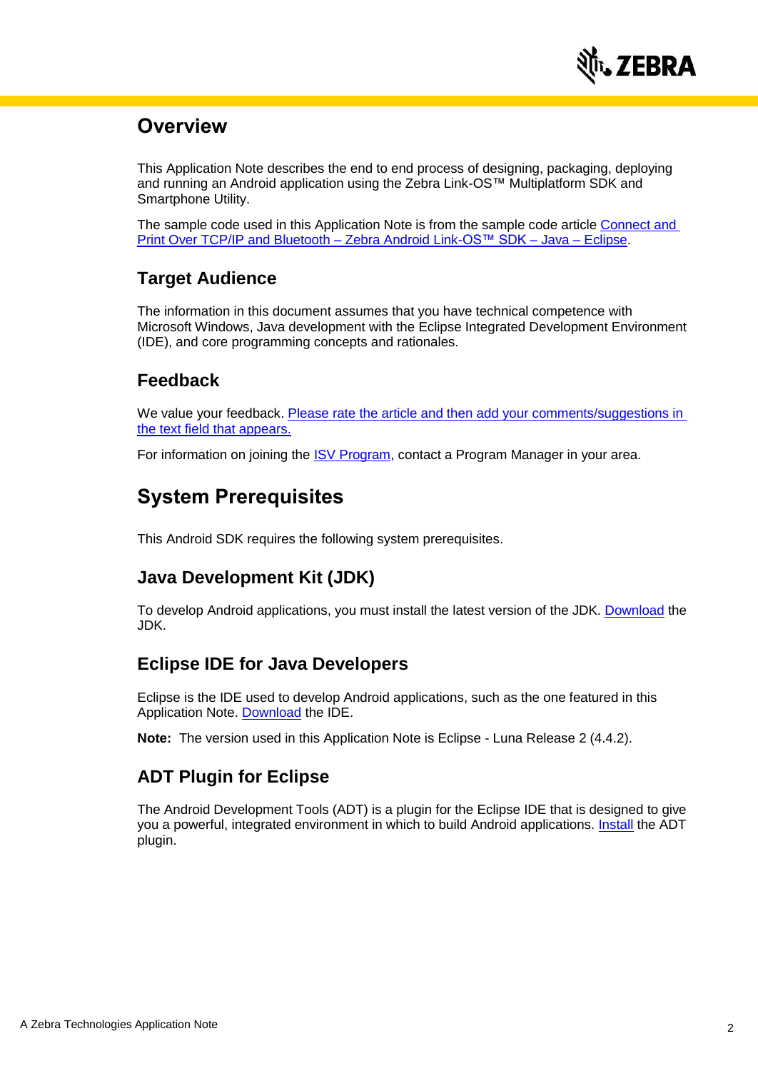# Overview

This Application Note describes the end to end process of designing, packaging, deploying and running an Android application using the Zebra Link-OS™ Multiplatform SDK and Smartphone Utility.

The sample code used in this Application Note is from the sample code article Connect and Print Over TCP/IP and Bluetooth – Zebra Android Link-OS™ SDK – Java – Eclipse.

## Target Audience

The information in this document assumes that you have technical competence with Microsoft Windows, Java development with the Eclipse Integrated Development Environment (IDE), and core programming concepts and rationales.

## Feedback

We value your feedback. Please rate the article and then add your comments/suggestions in the text field that appears.

For information on joining the ISV Program, contact a Program Manager in your area.

# System Prerequisites

This Android SDK requires the following system prerequisites.

## Java Development Kit (JDK)

To develop Android applications, you must install the latest version of the JDK. Download the JDK.

## Eclipse IDE for Java Developers

Eclipse is the IDE used to develop Android applications, such as the one featured in this Application Note. Download the IDE.

**Note:** The version used in this Application Note is Eclipse - Luna Release 2 (4.4.2).

## ADT Plugin for Eclipse

The Android Development Tools (ADT) is a plugin for the Eclipse IDE that is designed to give you a powerful, integrated environment in which to build Android applications. Install the ADT plugin.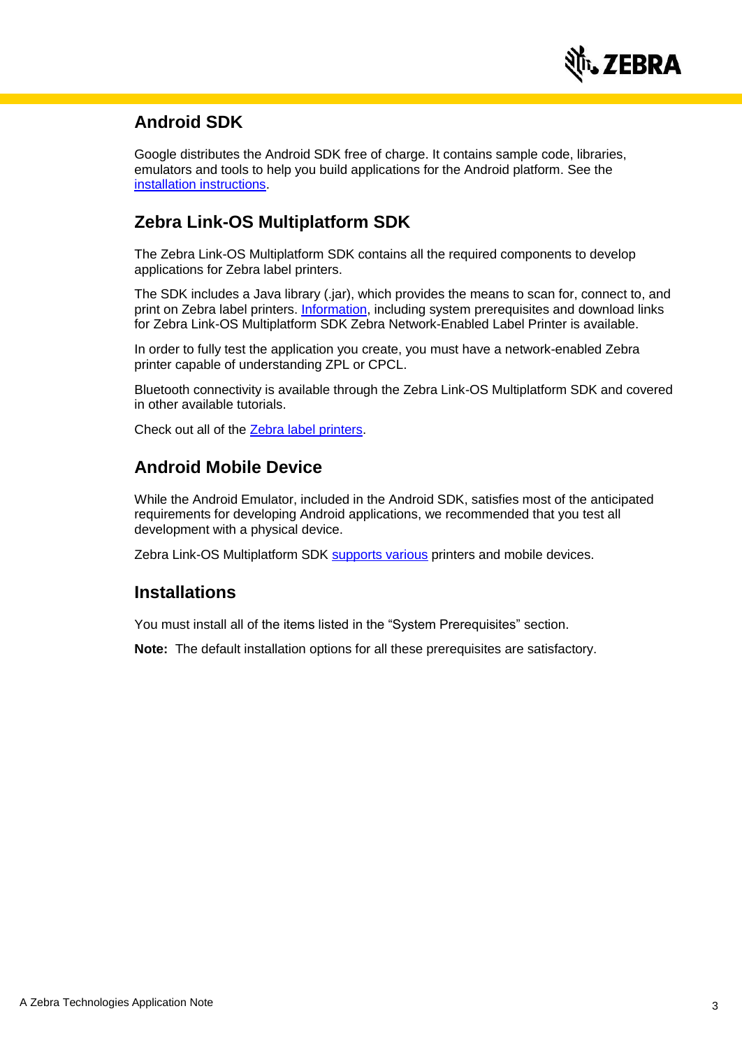## Android SDK

Google distributes the Android SDK free of charge. It contains sample code, libraries, emulators and tools to help you build applications for the Android platform. See the installation instructions.

## Zebra Link-OS Multiplatform SDK

The Zebra Link-OS Multiplatform SDK contains all the required components to develop applications for Zebra label printers.

The SDK includes a Java library (.jar), which provides the means to scan for, connect to, and print on Zebra label printers. Information, including system prerequisites and download links for Zebra Link-OS Multiplatform SDK Zebra Network-Enabled Label Printer is available.

In order to fully test the application you create, you must have a network-enabled Zebra printer capable of understanding ZPL or CPCL.

Bluetooth connectivity is available through the Zebra Link-OS Multiplatform SDK and covered in other available tutorials.

Check out all of the Zebra label printers.

## Android Mobile Device

While the Android Emulator, included in the Android SDK, satisfies most of the anticipated requirements for developing Android applications, we recommended that you test all development with a physical device.

Zebra Link-OS Multiplatform SDK supports various printers and mobile devices.

## Installations

You must install all of the items listed in the “System Prerequisites” section.

**Note:** The default installation options for all these prerequisites are satisfactory.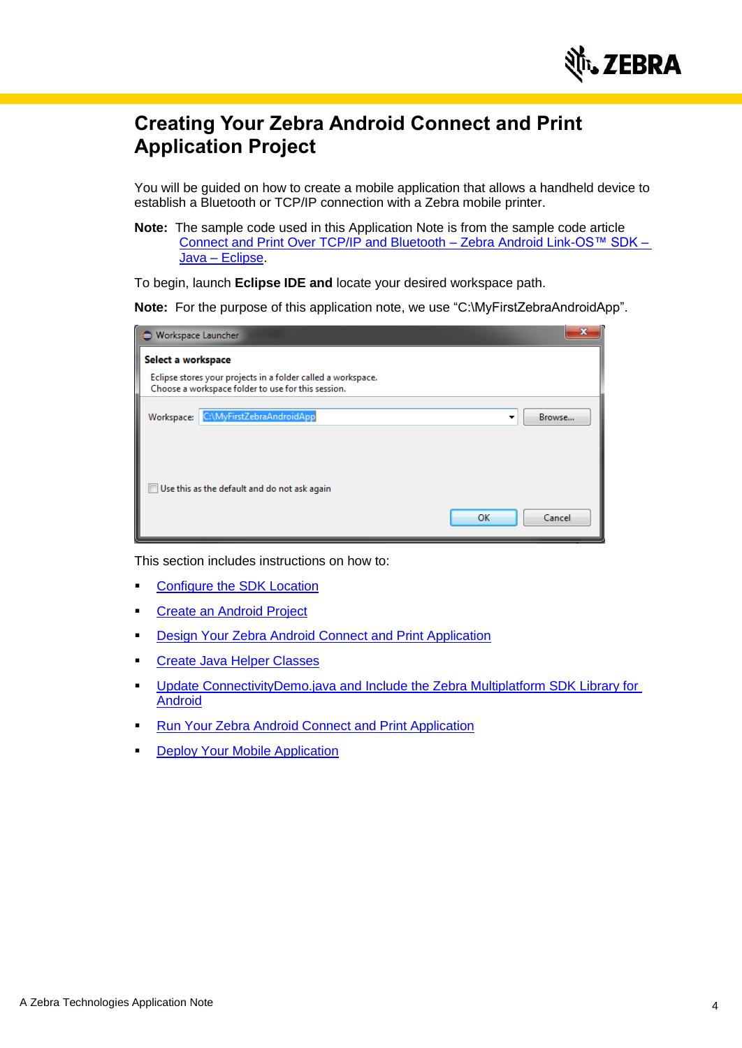# Creating Your Zebra Android Connect and Print Application Project

You will be guided on how to create a mobile application that allows a handheld device to establish a Bluetooth or TCP/IP connection with a Zebra mobile printer.

**Note:** The sample code used in this Application Note is from the sample code article Connect and Print Over TCP/IP and Bluetooth – Zebra Android Link-OS™ SDK – Java – Eclipse.

To begin, launch **Eclipse IDE and** locate your desired workspace path.

**Note:** For the purpose of this application note, we use “C:\MyFirstZebraAndroidApp”.

This section includes instructions on how to:

- Configure the SDK Location
- Create an Android Project
- Design Your Zebra Android Connect and Print Application
- Create Java Helper Classes
- Update ConnectivityDemo.java and Include the Zebra Multiplatform SDK Library for Android
- Run Your Zebra Android Connect and Print Application
- Deploy Your Mobile Application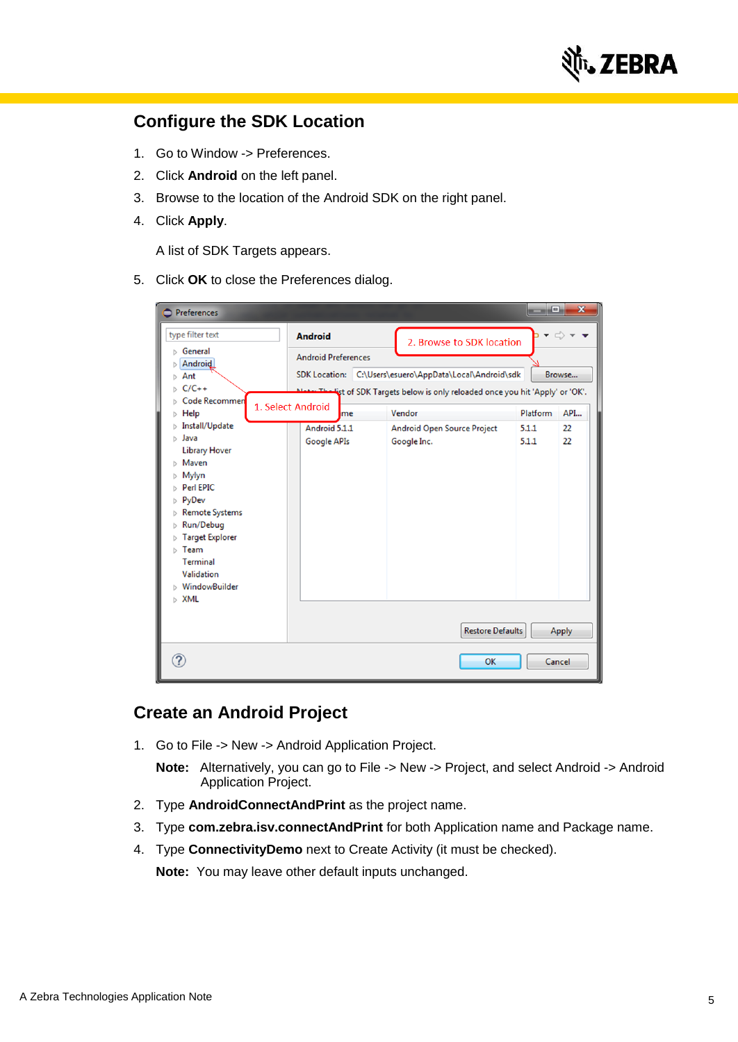## Configure the SDK Location

1. Go to Window -> Preferences.
2. Click **Android** on the left panel.
3. Browse to the location of the Android SDK on the right panel.
4. Click **Apply**.

   A list of SDK Targets appears.

5. Click **OK** to close the Preferences dialog.

## Create an Android Project

1. Go to File -> New -> Android Application Project.

   **Note:** Alternatively, you can go to File -> New -> Project, and select Android -> Android Application Project.

2. Type **AndroidConnectAndPrint** as the project name.
3. Type **com.zebra.isv.connectAndPrint** for both Application name and Package name.
4. Type **ConnectivityDemo** next to Create Activity (it must be checked).

   **Note:** You may leave other default inputs unchanged.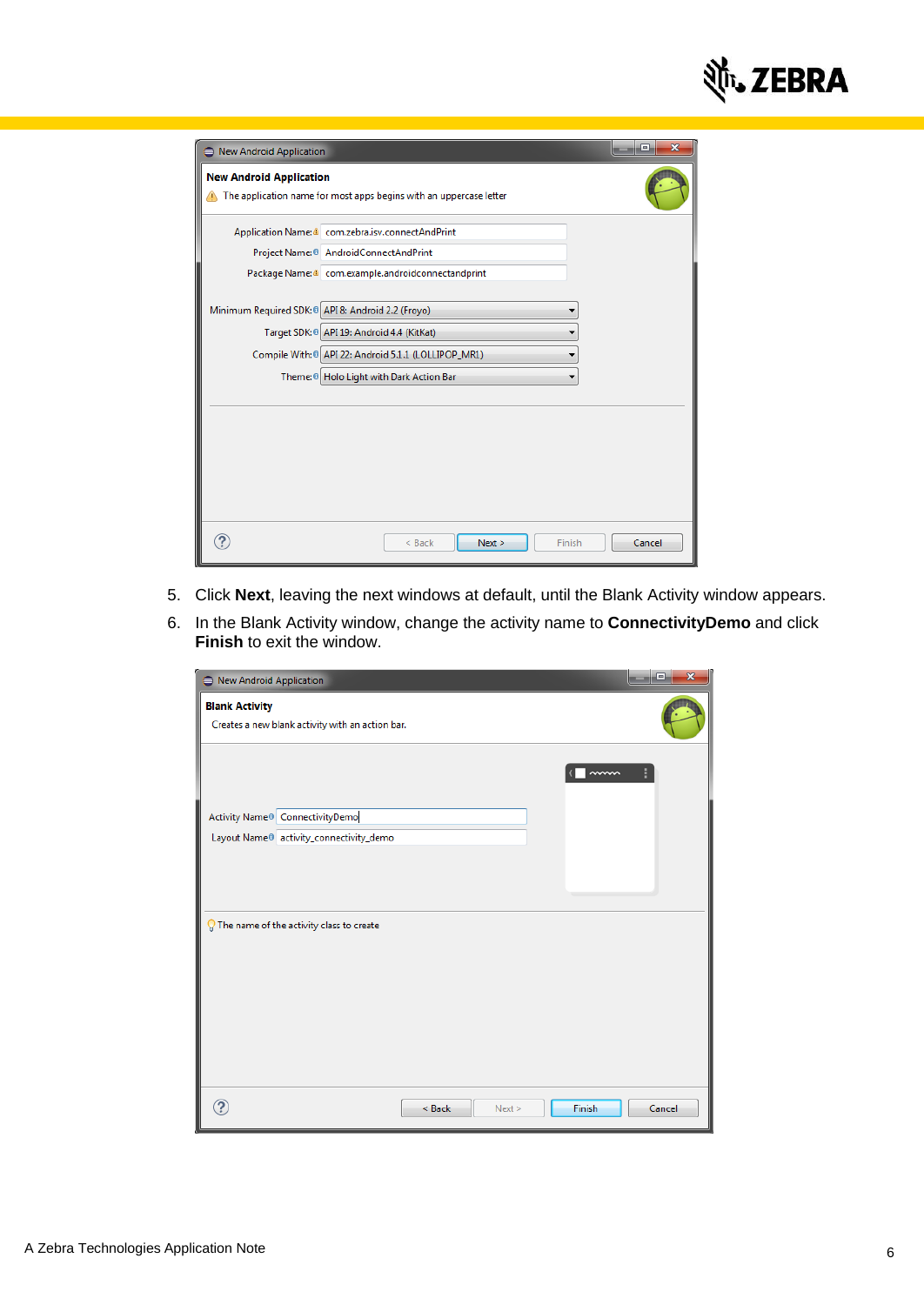5. Click **Next**, leaving the next windows at default, until the Blank Activity window appears.
6. In the Blank Activity window, change the activity name to **ConnectivityDemo** and click **Finish** to exit the window.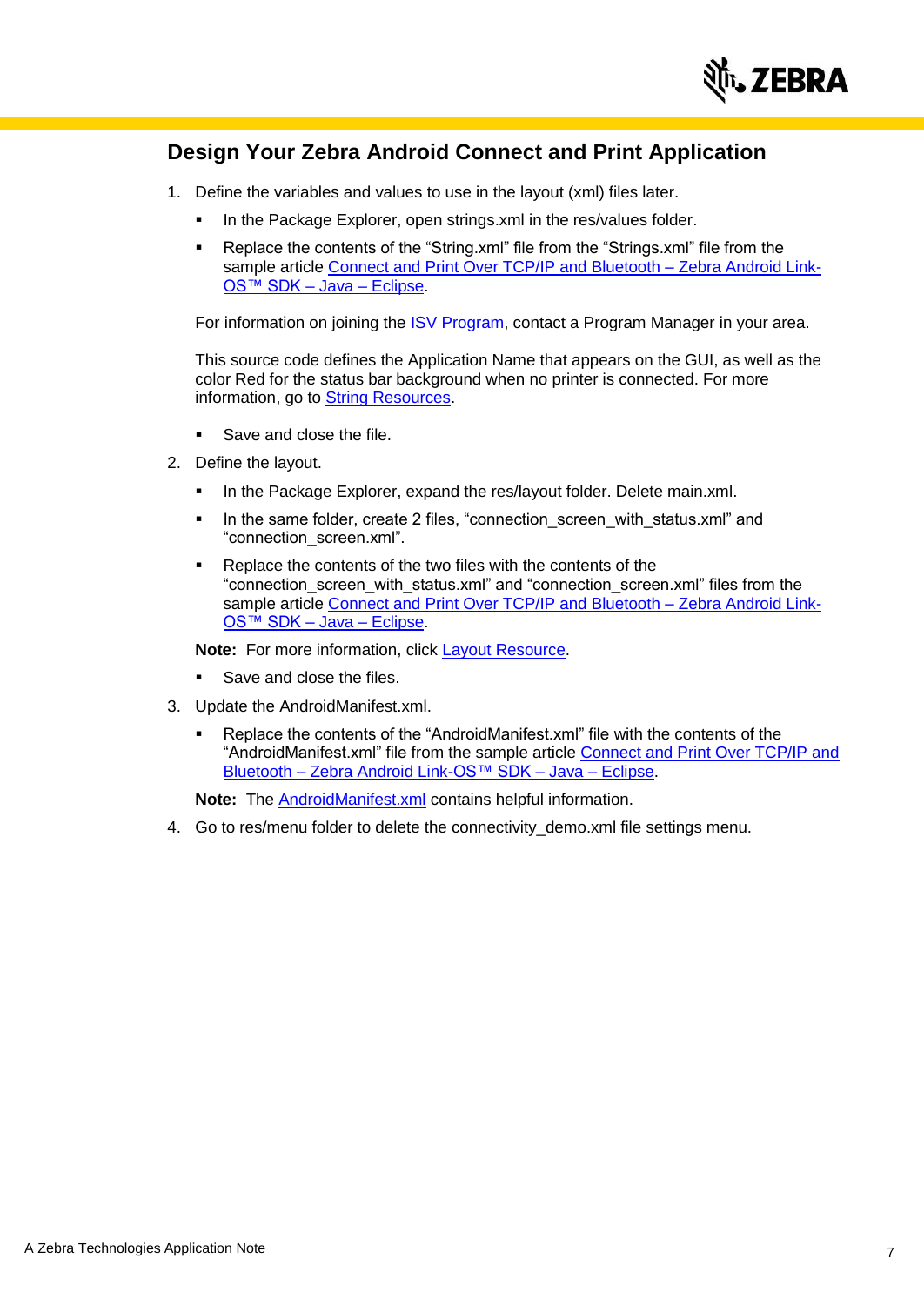## Design Your Zebra Android Connect and Print Application

1. Define the variables and values to use in the layout (xml) files later.

   - In the Package Explorer, open strings.xml in the res/values folder.
   - Replace the contents of the “String.xml” file from the “Strings.xml” file from the sample article Connect and Print Over TCP/IP and Bluetooth – Zebra Android Link-OS™ SDK – Java – Eclipse.

   For information on joining the ISV Program, contact a Program Manager in your area.

   This source code defines the Application Name that appears on the GUI, as well as the color Red for the status bar background when no printer is connected. For more information, go to String Resources.

   - Save and close the file.

2. Define the layout.

   - In the Package Explorer, expand the res/layout folder. Delete main.xml.
   - In the same folder, create 2 files, “connection_screen_with_status.xml” and “connection_screen.xml”.
   - Replace the contents of the two files with the contents of the “connection_screen_with_status.xml” and “connection_screen.xml” files from the sample article Connect and Print Over TCP/IP and Bluetooth – Zebra Android Link-OS™ SDK – Java – Eclipse.

   **Note:** For more information, click Layout Resource.

   - Save and close the files.

3. Update the AndroidManifest.xml.

   - Replace the contents of the “AndroidManifest.xml” file with the contents of the “AndroidManifest.xml” file from the sample article Connect and Print Over TCP/IP and Bluetooth – Zebra Android Link-OS™ SDK – Java – Eclipse.

   **Note:** The AndroidManifest.xml contains helpful information.

4. Go to res/menu folder to delete the connectivity_demo.xml file settings menu.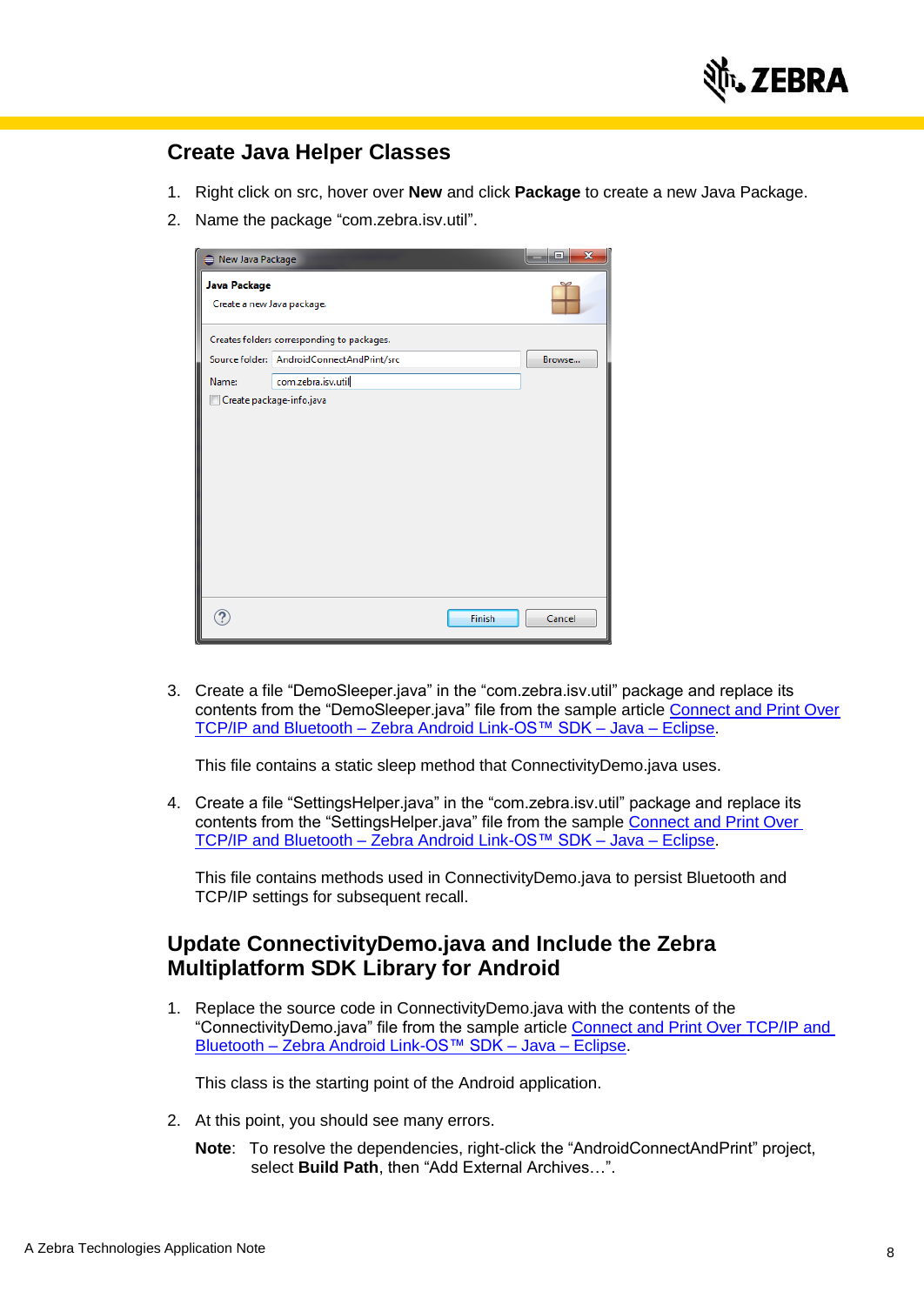## Create Java Helper Classes

1. Right click on src, hover over **New** and click **Package** to create a new Java Package.
2. Name the package “com.zebra.isv.util”.

3. Create a file “DemoSleeper.java” in the “com.zebra.isv.util” package and replace its contents from the “DemoSleeper.java” file from the sample article Connect and Print Over TCP/IP and Bluetooth – Zebra Android Link-OS™ SDK – Java – Eclipse.

   This file contains a static sleep method that ConnectivityDemo.java uses.

4. Create a file “SettingsHelper.java” in the “com.zebra.isv.util” package and replace its contents from the “SettingsHelper.java” file from the sample Connect and Print Over TCP/IP and Bluetooth – Zebra Android Link-OS™ SDK – Java – Eclipse.

   This file contains methods used in ConnectivityDemo.java to persist Bluetooth and TCP/IP settings for subsequent recall.

## Update ConnectivityDemo.java and Include the Zebra Multiplatform SDK Library for Android

1. Replace the source code in ConnectivityDemo.java with the contents of the “ConnectivityDemo.java” file from the sample article Connect and Print Over TCP/IP and Bluetooth – Zebra Android Link-OS™ SDK – Java – Eclipse.

   This class is the starting point of the Android application.

2. At this point, you should see many errors.

   **Note**: To resolve the dependencies, right-click the “AndroidConnectAndPrint” project, select **Build Path**, then “Add External Archives…”.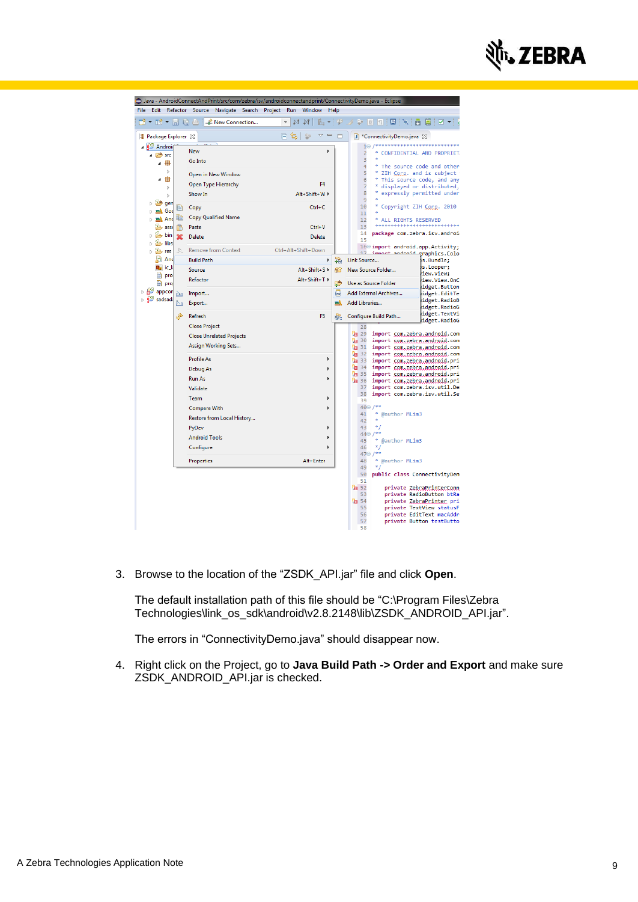3. Browse to the location of the “ZSDK_API.jar” file and click **Open**.

   The default installation path of this file should be “C:\Program Files\Zebra Technologies\link_os_sdk\android\v2.8.2148\lib\ZSDK_ANDROID_API.jar”.

   The errors in “ConnectivityDemo.java” should disappear now.

4. Right click on the Project, go to **Java Build Path -> Order and Export** and make sure ZSDK_ANDROID_API.jar is checked.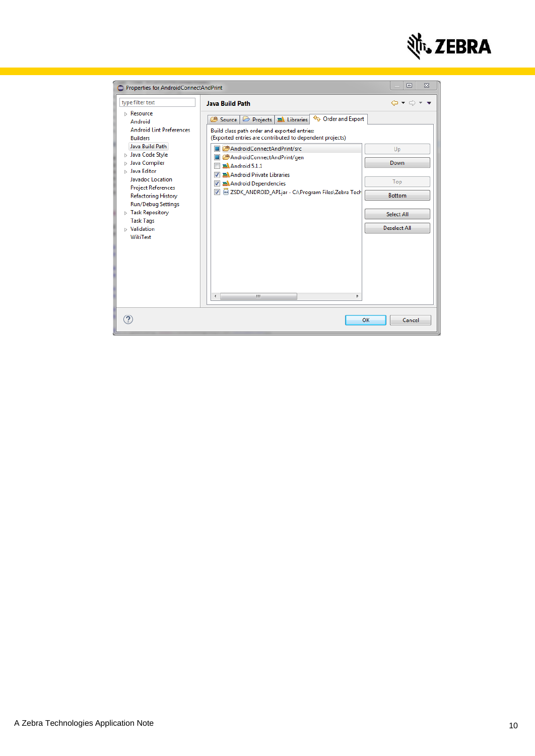Properties for AndroidConnectAndPrint

type filter text

- Resource
- Android
- Android Lint Preferences
- Builders
- Java Build Path
- Java Code Style
- Java Compiler
- Java Editor
- Javadoc Location
- Project References
- Refactoring History
- Run/Debug Settings
- Task Repository
- Task Tags
- Validation
- WikiText

**Java Build Path**

Source | Projects | Libraries | Order and Export

Build class path order and exported entries:
(Exported entries are contributed to dependent projects)

- AndroidConnectAndPrint/src
- AndroidConnectAndPrint/gen
- Android 5.1.1
- Android Private Libraries
- Android Dependencies
- ZSDK_ANDROID_API.jar - C:\Program Files\Zebra Tech

Up | Down | Top | Bottom | Select All | Deselect All

OK | Cancel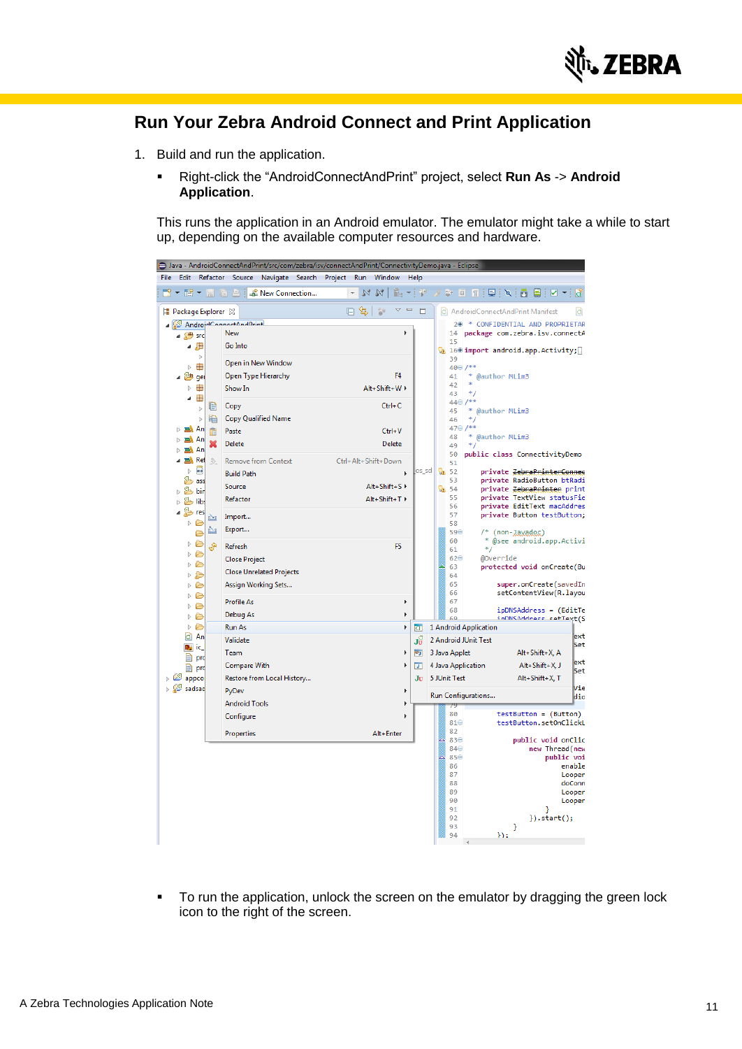## Run Your Zebra Android Connect and Print Application

1. Build and run the application.

   - Right-click the "AndroidConnectAndPrint" project, select **Run As** -> **Android Application**.

   This runs the application in an Android emulator. The emulator might take a while to start up, depending on the available computer resources and hardware.

   - To run the application, unlock the screen on the emulator by dragging the green lock icon to the right of the screen.

A Zebra Technologies Application Note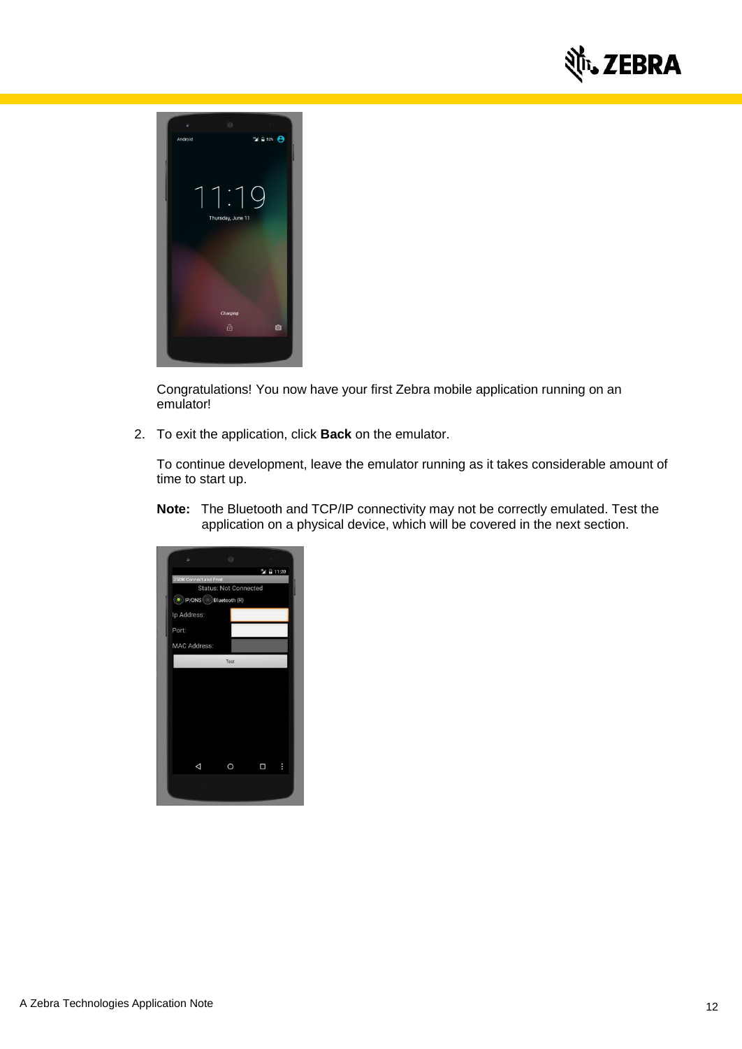Congratulations! You now have your first Zebra mobile application running on an emulator!

2. To exit the application, click **Back** on the emulator.

   To continue development, leave the emulator running as it takes considerable amount of time to start up.

   **Note:** The Bluetooth and TCP/IP connectivity may not be correctly emulated. Test the application on a physical device, which will be covered in the next section.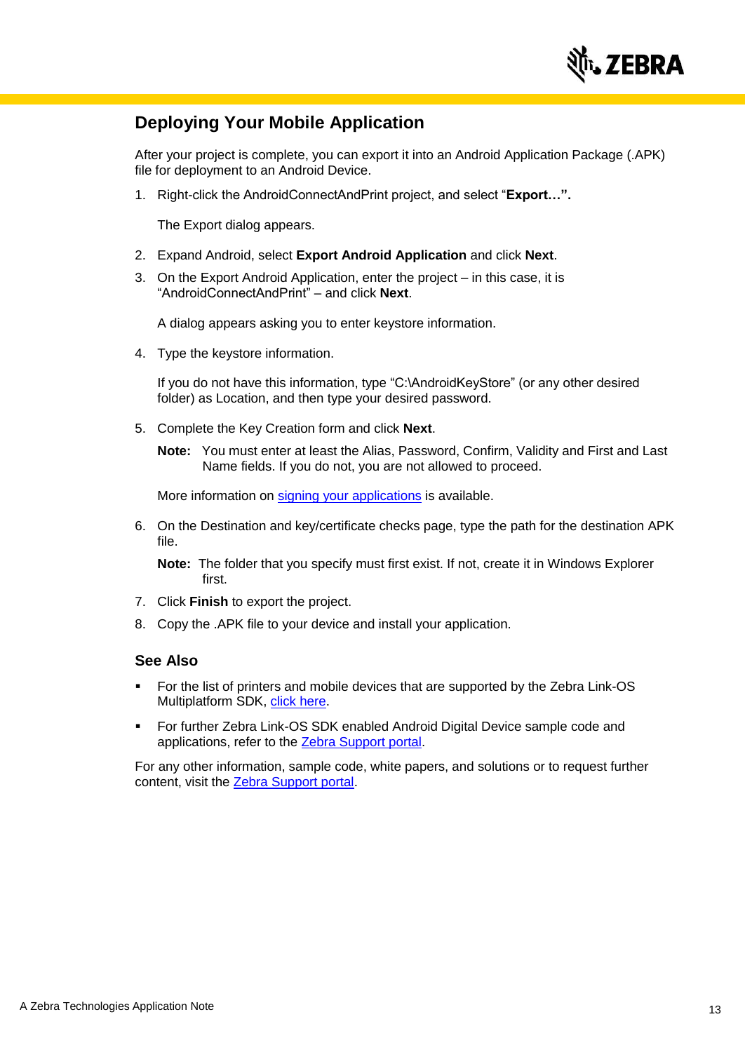## Deploying Your Mobile Application

After your project is complete, you can export it into an Android Application Package (.APK) file for deployment to an Android Device.

1. Right-click the AndroidConnectAndPrint project, and select "**Export…".**

   The Export dialog appears.

2. Expand Android, select **Export Android Application** and click **Next**.
3. On the Export Android Application, enter the project – in this case, it is "AndroidConnectAndPrint" – and click **Next**.

   A dialog appears asking you to enter keystore information.

4. Type the keystore information.

   If you do not have this information, type "C:\AndroidKeyStore" (or any other desired folder) as Location, and then type your desired password.

5. Complete the Key Creation form and click **Next**.

   **Note:** You must enter at least the Alias, Password, Confirm, Validity and First and Last Name fields. If you do not, you are not allowed to proceed.

   More information on signing your applications is available.

6. On the Destination and key/certificate checks page, type the path for the destination APK file.

   **Note:** The folder that you specify must first exist. If not, create it in Windows Explorer first.

7. Click **Finish** to export the project.
8. Copy the .APK file to your device and install your application.

### See Also

- For the list of printers and mobile devices that are supported by the Zebra Link-OS Multiplatform SDK, click here.
- For further Zebra Link-OS SDK enabled Android Digital Device sample code and applications, refer to the Zebra Support portal.

For any other information, sample code, white papers, and solutions or to request further content, visit the Zebra Support portal.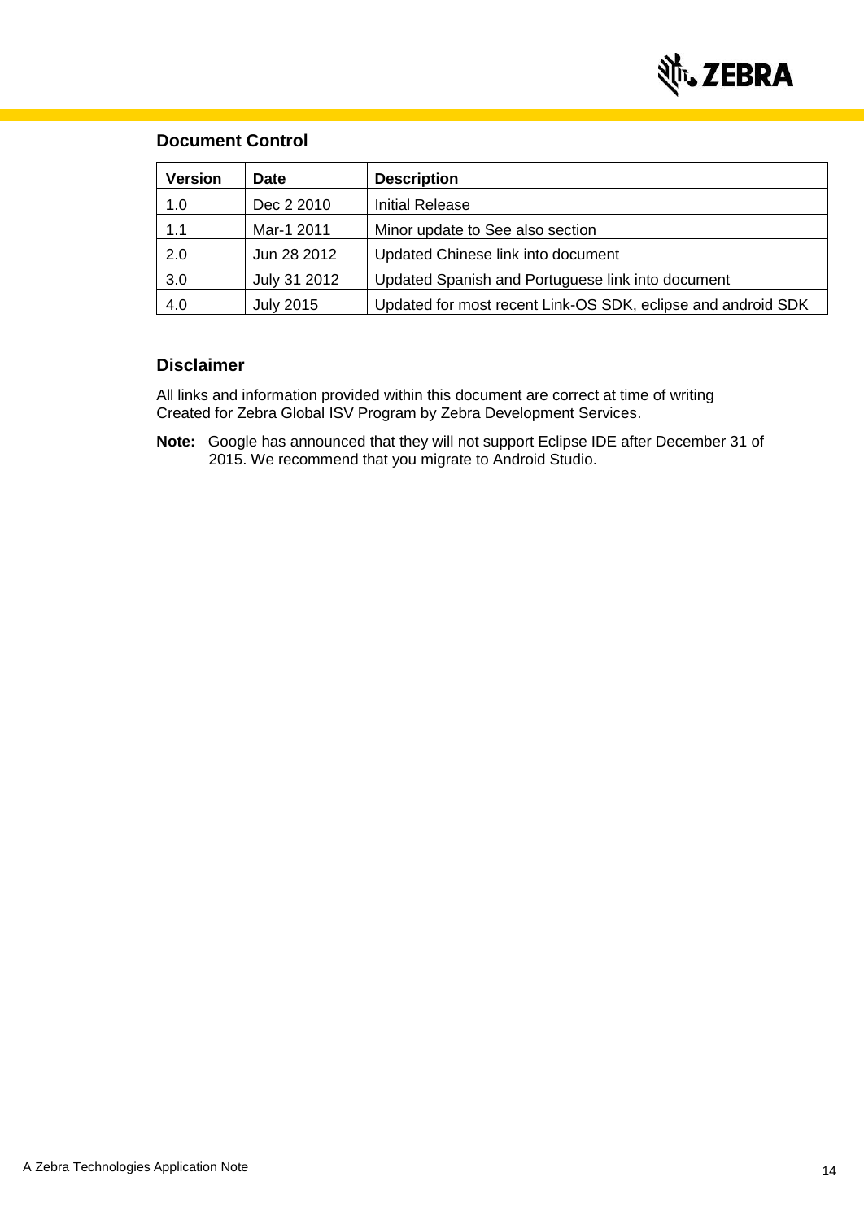## Document Control

| Version | Date | Description |
|---|---|---|
| 1.0 | Dec 2 2010 | Initial Release |
| 1.1 | Mar-1 2011 | Minor update to See also section |
| 2.0 | Jun 28 2012 | Updated Chinese link into document |
| 3.0 | July 31 2012 | Updated Spanish and Portuguese link into document |
| 4.0 | July 2015 | Updated for most recent Link-OS SDK, eclipse and android SDK |

## Disclaimer

All links and information provided within this document are correct at time of writing
Created for Zebra Global ISV Program by Zebra Development Services.

**Note:** Google has announced that they will not support Eclipse IDE after December 31 of 2015. We recommend that you migrate to Android Studio.